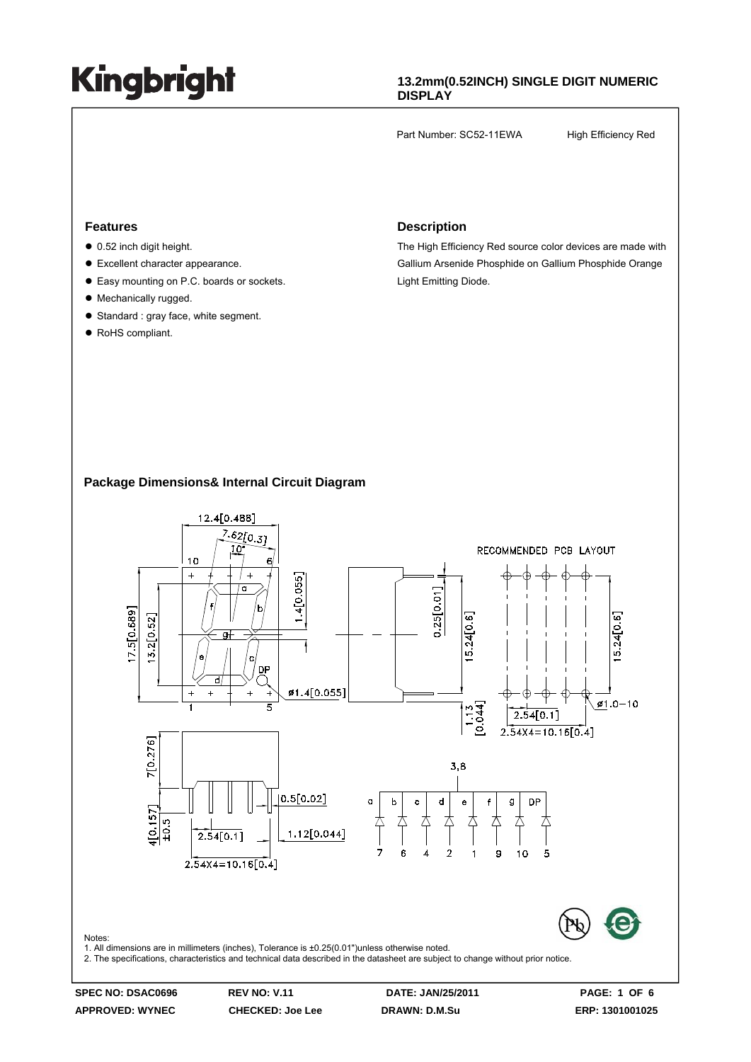# Kingbright

**13.2mm(0.52INCH) SINGLE DIGIT NUMERIC DISPLAY**

Part Number: SC52-11EWA High Efficiency Red

## Features

- 0.52 inch digit height.
- Excellent character appearance.
- Easy mounting on P.C. boards or sockets.
- Mechanically rugged.
- Standard : gray face, white segment.
- RoHS compliant.

## Description

The High Efficiency Red source color devices are made with Gallium Arsenide Phosphide on Gallium Phosphide Orange Light Emitting Diode.

## Package Dimensions& Internal Circuit Diagram

Notes:
1. All dimensions are in millimeters (inches), Tolerance is ±0.25(0.01")unless otherwise noted.
2. The specifications, characteristics and technical data described in the datasheet are subject to change without prior notice.

| SPEC NO: DSAC0696 | REV NO: V.11 | DATE: JAN/25/2011 | PAGE: 1 OF 6 |
| --- | --- | --- | --- |
| APPROVED: WYNEC | CHECKED: Joe Lee | DRAWN: D.M.Su | ERP: 1301001025 |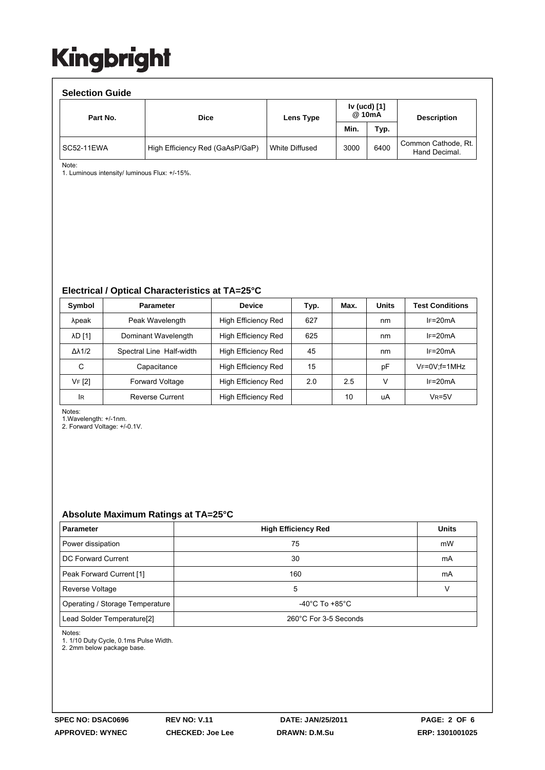# Kingbright

## Selection Guide

| Part No. | Dice | Lens Type | Iv (ucd) [1] @ 10mA | | Description |
|---|---|---|---|---|---|
| | | | Min. | Typ. | |
| SC52-11EWA | High Efficiency Red (GaAsP/GaP) | White Diffused | 3000 | 6400 | Common Cathode, Rt. Hand Decimal. |

Note:
1. Luminous intensity/ luminous Flux: +/-15%.

## Electrical / Optical Characteristics at TA=25°C

| Symbol | Parameter | Device | Typ. | Max. | Units | Test Conditions |
|---|---|---|---|---|---|---|
| λpeak | Peak Wavelength | High Efficiency Red | 627 | | nm | IF=20mA |
| λD [1] | Dominant Wavelength | High Efficiency Red | 625 | | nm | IF=20mA |
| Δλ1/2 | Spectral Line Half-width | High Efficiency Red | 45 | | nm | IF=20mA |
| C | Capacitance | High Efficiency Red | 15 | | pF | VF=0V;f=1MHz |
| VF [2] | Forward Voltage | High Efficiency Red | 2.0 | 2.5 | V | IF=20mA |
| IR | Reverse Current | High Efficiency Red | | 10 | uA | VR=5V |

Notes:
1.Wavelength: +/-1nm.
2. Forward Voltage: +/-0.1V.

## Absolute Maximum Ratings at TA=25°C

| Parameter | High Efficiency Red | Units |
|---|---|---|
| Power dissipation | 75 | mW |
| DC Forward Current | 30 | mA |
| Peak Forward Current [1] | 160 | mA |
| Reverse Voltage | 5 | V |
| Operating / Storage Temperature | -40°C To +85°C | |
| Lead Solder Temperature[2] | 260°C For 3-5 Seconds | |

Notes:
1. 1/10 Duty Cycle, 0.1ms Pulse Width.
2. 2mm below package base.

| SPEC NO: DSAC0696 | REV NO: V.11 | DATE: JAN/25/2011 | PAGE: 2 OF 6 |
|---|---|---|---|
| APPROVED: WYNEC | CHECKED: Joe Lee | DRAWN: D.M.Su | ERP: 1301001025 |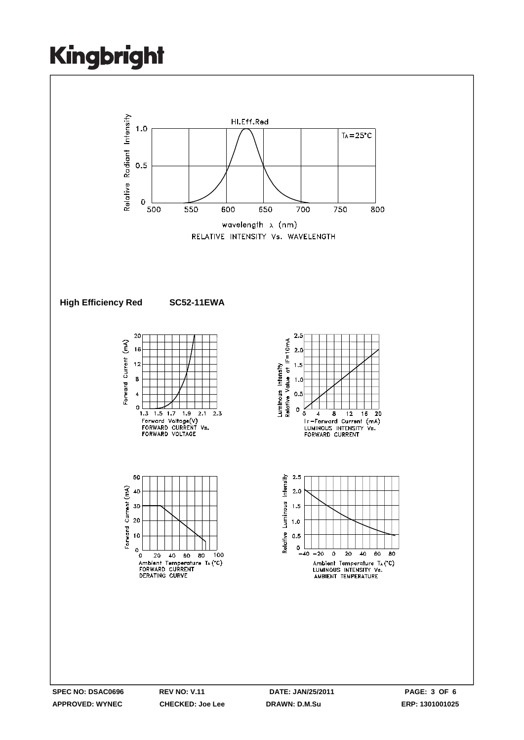RELATIVE INTENSITY Vs. WAVELENGTH

**High Efficiency Red SC52-11EWA**

FORWARD CURRENT Vs. FORWARD VOLTAGE

LUMINOUS INTENSITY Vs. FORWARD CURRENT

FORWARD CURRENT DERATING CURVE

LUMINOUS INTENSITY Vs. AMBIENT TEMPERATURE

| SPEC NO: DSAC0696 | REV NO: V.11 | DATE: JAN/25/2011 | PAGE: 3 OF 6 |
|---|---|---|---|
| APPROVED: WYNEC | CHECKED: Joe Lee | DRAWN: D.M.Su | ERP: 1301001025 |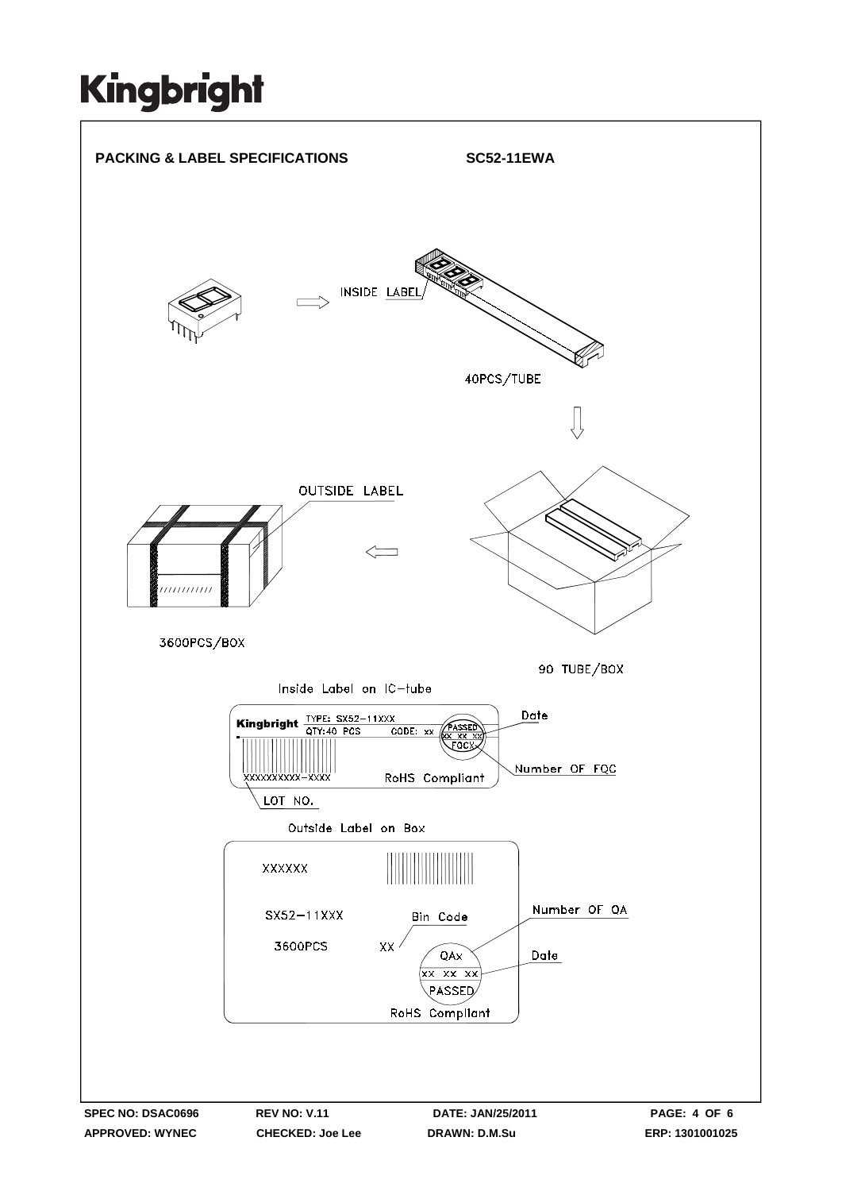# PACKING & LABEL SPECIFICATIONS

**SC52-11EWA**

INSIDE LABEL

40PCS/TUBE

OUTSIDE LABEL

3600PCS/BOX

90 TUBE/BOX

Inside Label on IC-tube

Kingbright TYPE: SX52-11XXX
QTY:40 PCS CODE: xx
PASSED
XX XX XX
FQCX

Date

Number OF FQC

XXXXXXXXXX-XXXX

RoHS Compliant

LOT NO.

Outside Label on Box

XXXXXX

SX52-11XXX

3600PCS

Bin Code

XX

QAx
XX XX XX
PASSED

Number OF QA

Date

RoHS Compliant

SPEC NO: DSAC0696 REV NO: V.11 DATE: JAN/25/2011
APPROVED: WYNEC CHECKED: Joe Lee DRAWN: D.M.Su ERP: 1301001025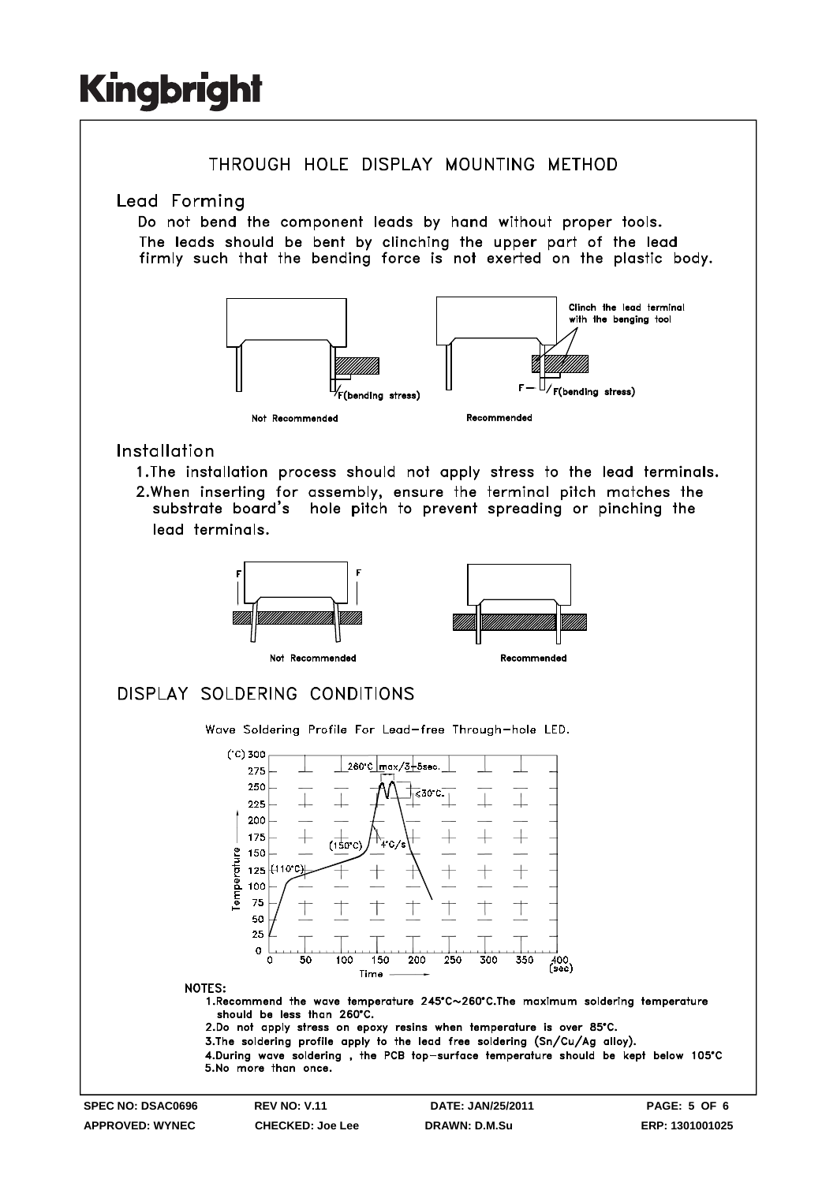# THROUGH HOLE DISPLAY MOUNTING METHOD

## Lead Forming

Do not bend the component leads by hand without proper tools.
The leads should be bent by clinching the upper part of the lead firmly such that the bending force is not exerted on the plastic body.

Clinch the lead terminal with the benging tool

F(bending stress)

Not Recommended

Recommended

## Installation

1. The installation process should not apply stress to the lead terminals.
2. When inserting for assembly, ensure the terminal pitch matches the substrate board's hole pitch to prevent spreading or pinching the lead terminals.

Not Recommended

Recommended

# DISPLAY SOLDERING CONDITIONS

Wave Soldering Profile For Lead-free Through-hole LED.

**NOTES:**

1. Recommend the wave temperature 245°C~260°C. The maximum soldering temperature should be less than 260°C.
2. Do not apply stress on epoxy resins when temperature is over 85°C.
3. The soldering profile apply to the lead free soldering (Sn/Cu/Ag alloy).
4. During wave soldering , the PCB top-surface temperature should be kept below 105°C
5. No more than once.

**SPEC NO: DSAC0696** **REV NO: V.11** **DATE: JAN/25/2011**
**APPROVED: WYNEC** **CHECKED: Joe Lee** **DRAWN: D.M.Su** **ERP: 1301001025**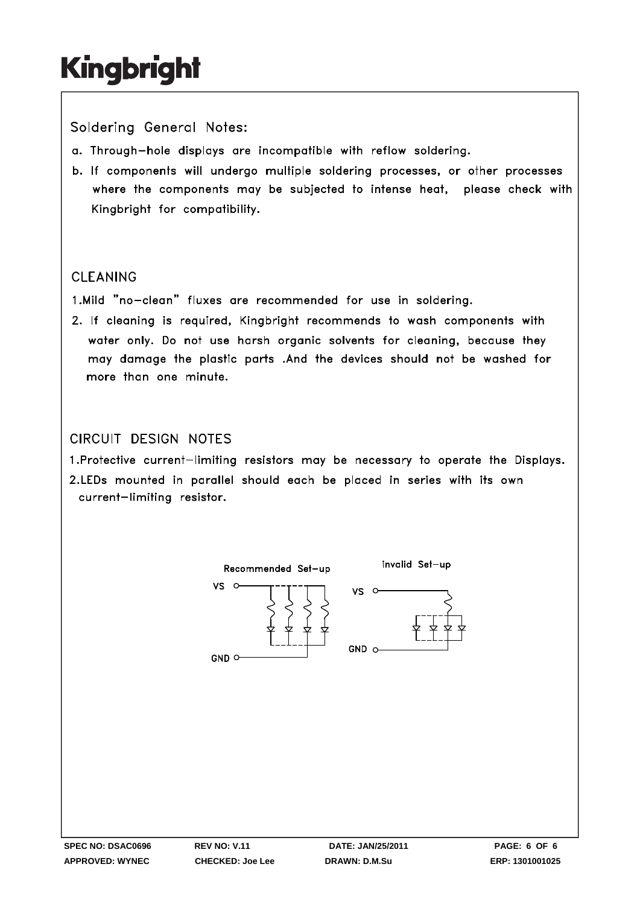# Kingbright

## Soldering General Notes:

a. Through-hole displays are incompatible with reflow soldering.

b. If components will undergo multiple soldering processes, or other processes where the components may be subjected to intense heat, please check with Kingbright for compatibility.

## CLEANING

1. Mild "no-clean" fluxes are recommended for use in soldering.
2. If cleaning is required, Kingbright recommends to wash components with water only. Do not use harsh organic solvents for cleaning, because they may damage the plastic parts .And the devices should not be washed for more than one minute.

## CIRCUIT DESIGN NOTES

1. Protective current-limiting resistors may be necessary to operate the Displays.
2. LEDs mounted in parallel should each be placed in series with its own current-limiting resistor.

Recommended Set-up

VS

GND

invalid Set-up

VS

GND

| | | | |
|---|---|---|---|
| SPEC NO: DSAC0696 | REV NO: V.11 | DATE: JAN/25/2011 | |
| APPROVED: WYNEC | CHECKED: Joe Lee | DRAWN: D.M.Su | ERP: 1301001025 |